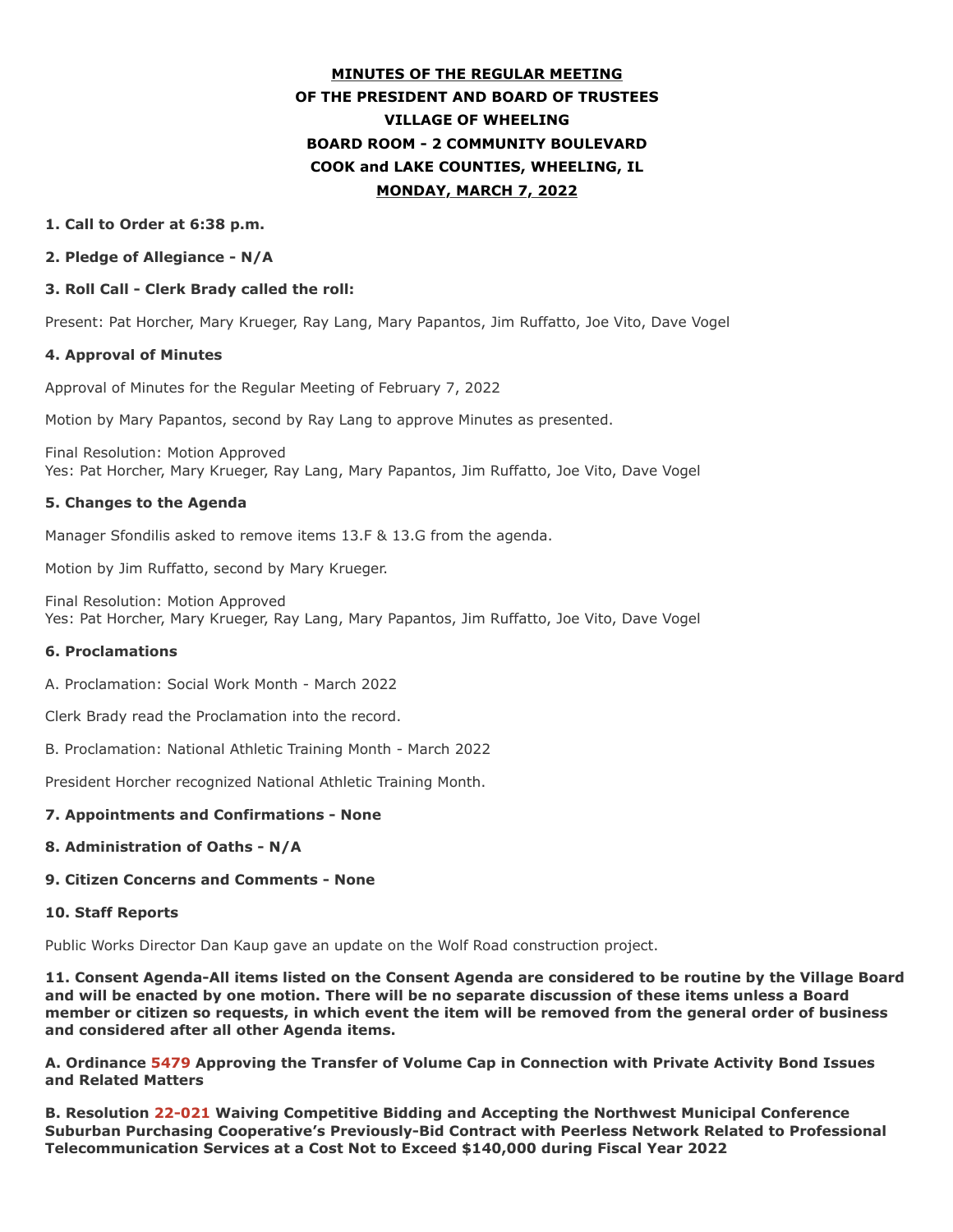**MINUTES OF THE REGULAR MEETING**
**OF THE PRESIDENT AND BOARD OF TRUSTEES**
**VILLAGE OF WHEELING**
**BOARD ROOM - 2 COMMUNITY BOULEVARD**
**COOK and LAKE COUNTIES, WHEELING, IL**
**MONDAY, MARCH 7, 2022**

**1. Call to Order at 6:38 p.m.**

**2. Pledge of Allegiance - N/A**

**3. Roll Call - Clerk Brady called the roll:**

Present: Pat Horcher, Mary Krueger, Ray Lang, Mary Papantos, Jim Ruffatto, Joe Vito, Dave Vogel

**4. Approval of Minutes**

Approval of Minutes for the Regular Meeting of February 7, 2022

Motion by Mary Papantos, second by Ray Lang to approve Minutes as presented.

Final Resolution: Motion Approved
Yes: Pat Horcher, Mary Krueger, Ray Lang, Mary Papantos, Jim Ruffatto, Joe Vito, Dave Vogel

**5. Changes to the Agenda**

Manager Sfondilis asked to remove items 13.F & 13.G from the agenda.

Motion by Jim Ruffatto, second by Mary Krueger.

Final Resolution: Motion Approved
Yes: Pat Horcher, Mary Krueger, Ray Lang, Mary Papantos, Jim Ruffatto, Joe Vito, Dave Vogel

**6. Proclamations**

A. Proclamation: Social Work Month - March 2022

Clerk Brady read the Proclamation into the record.

B. Proclamation: National Athletic Training Month - March 2022

President Horcher recognized National Athletic Training Month.

**7. Appointments and Confirmations - None**

**8. Administration of Oaths - N/A**

**9. Citizen Concerns and Comments - None**

**10. Staff Reports**

Public Works Director Dan Kaup gave an update on the Wolf Road construction project.

**11. Consent Agenda-All items listed on the Consent Agenda are considered to be routine by the Village Board and will be enacted by one motion. There will be no separate discussion of these items unless a Board member or citizen so requests, in which event the item will be removed from the general order of business and considered after all other Agenda items.**

**A. Ordinance 5479 Approving the Transfer of Volume Cap in Connection with Private Activity Bond Issues and Related Matters**

**B. Resolution 22-021 Waiving Competitive Bidding and Accepting the Northwest Municipal Conference Suburban Purchasing Cooperative's Previously-Bid Contract with Peerless Network Related to Professional Telecommunication Services at a Cost Not to Exceed $140,000 during Fiscal Year 2022**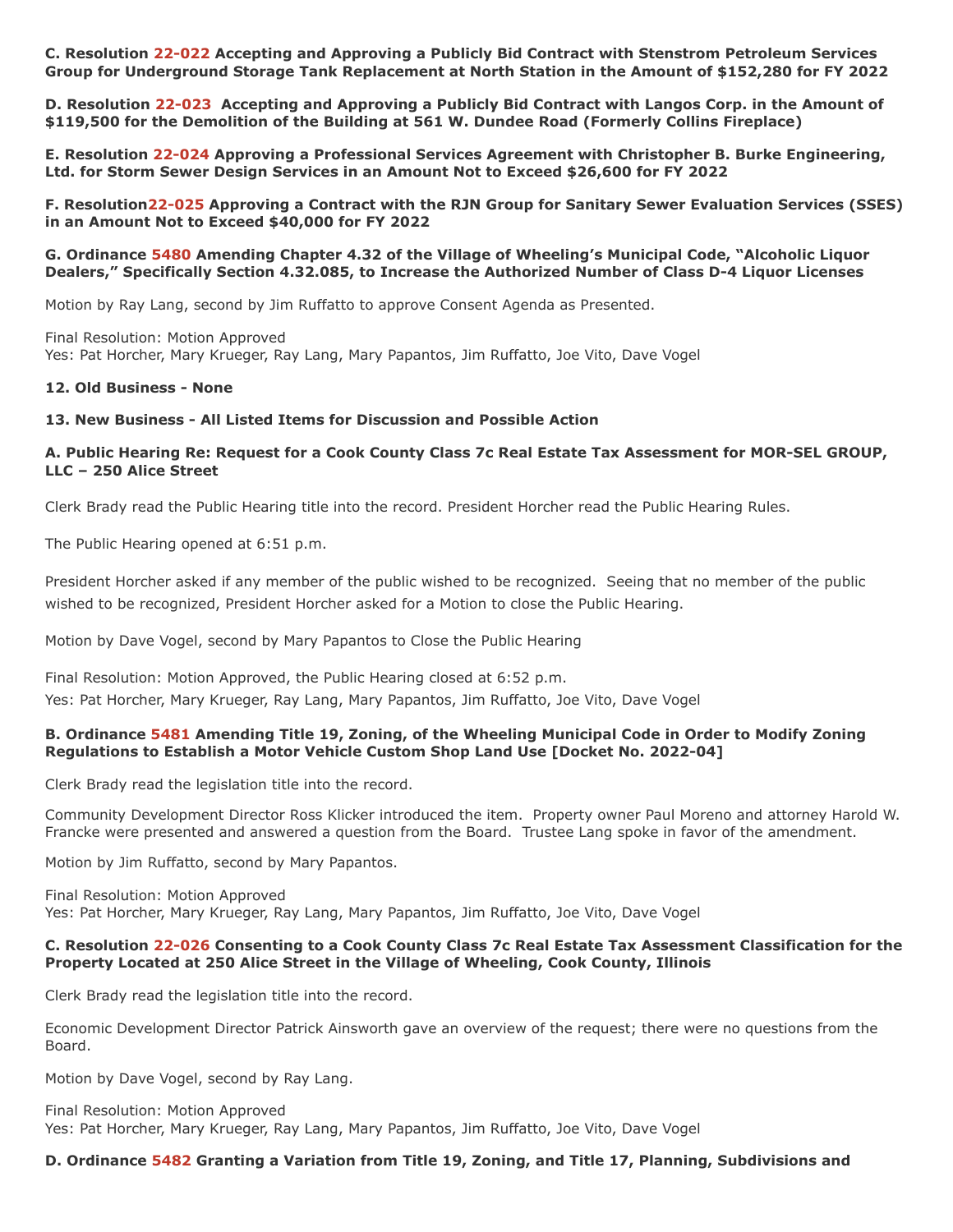**C. Resolution 22-022 Accepting and Approving a Publicly Bid Contract with Stenstrom Petroleum Services Group for Underground Storage Tank Replacement at North Station in the Amount of $152,280 for FY 2022**

**D. Resolution 22-023 Accepting and Approving a Publicly Bid Contract with Langos Corp. in the Amount of $119,500 for the Demolition of the Building at 561 W. Dundee Road (Formerly Collins Fireplace)**

**E. Resolution 22-024 Approving a Professional Services Agreement with Christopher B. Burke Engineering, Ltd. for Storm Sewer Design Services in an Amount Not to Exceed $26,600 for FY 2022**

**F. Resolution22-025 Approving a Contract with the RJN Group for Sanitary Sewer Evaluation Services (SSES) in an Amount Not to Exceed $40,000 for FY 2022**

**G. Ordinance 5480 Amending Chapter 4.32 of the Village of Wheeling's Municipal Code, "Alcoholic Liquor Dealers," Specifically Section 4.32.085, to Increase the Authorized Number of Class D-4 Liquor Licenses**

Motion by Ray Lang, second by Jim Ruffatto to approve Consent Agenda as Presented.

Final Resolution: Motion Approved
Yes: Pat Horcher, Mary Krueger, Ray Lang, Mary Papantos, Jim Ruffatto, Joe Vito, Dave Vogel

**12. Old Business - None**

**13. New Business - All Listed Items for Discussion and Possible Action**

**A. Public Hearing Re: Request for a Cook County Class 7c Real Estate Tax Assessment for MOR-SEL GROUP, LLC – 250 Alice Street**

Clerk Brady read the Public Hearing title into the record. President Horcher read the Public Hearing Rules.

The Public Hearing opened at 6:51 p.m.

President Horcher asked if any member of the public wished to be recognized. Seeing that no member of the public wished to be recognized, President Horcher asked for a Motion to close the Public Hearing.

Motion by Dave Vogel, second by Mary Papantos to Close the Public Hearing

Final Resolution: Motion Approved, the Public Hearing closed at 6:52 p.m.
Yes: Pat Horcher, Mary Krueger, Ray Lang, Mary Papantos, Jim Ruffatto, Joe Vito, Dave Vogel

**B. Ordinance 5481 Amending Title 19, Zoning, of the Wheeling Municipal Code in Order to Modify Zoning Regulations to Establish a Motor Vehicle Custom Shop Land Use [Docket No. 2022-04]**

Clerk Brady read the legislation title into the record.

Community Development Director Ross Klicker introduced the item. Property owner Paul Moreno and attorney Harold W. Francke were presented and answered a question from the Board. Trustee Lang spoke in favor of the amendment.

Motion by Jim Ruffatto, second by Mary Papantos.

Final Resolution: Motion Approved
Yes: Pat Horcher, Mary Krueger, Ray Lang, Mary Papantos, Jim Ruffatto, Joe Vito, Dave Vogel

**C. Resolution 22-026 Consenting to a Cook County Class 7c Real Estate Tax Assessment Classification for the Property Located at 250 Alice Street in the Village of Wheeling, Cook County, Illinois**

Clerk Brady read the legislation title into the record.

Economic Development Director Patrick Ainsworth gave an overview of the request; there were no questions from the Board.

Motion by Dave Vogel, second by Ray Lang.

Final Resolution: Motion Approved
Yes: Pat Horcher, Mary Krueger, Ray Lang, Mary Papantos, Jim Ruffatto, Joe Vito, Dave Vogel

**D. Ordinance 5482 Granting a Variation from Title 19, Zoning, and Title 17, Planning, Subdivisions and**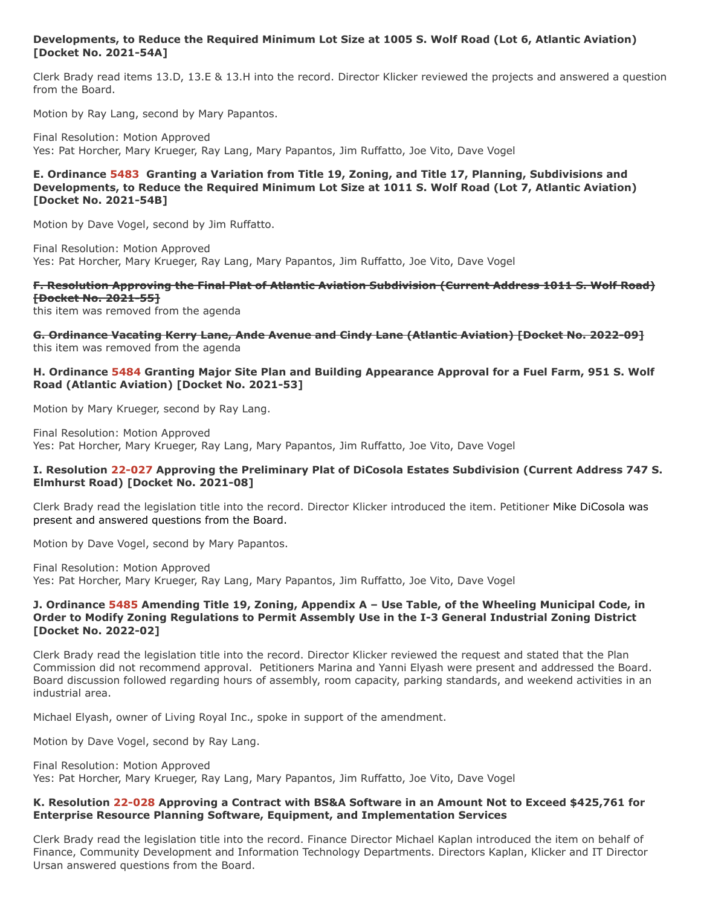**Developments, to Reduce the Required Minimum Lot Size at 1005 S. Wolf Road (Lot 6, Atlantic Aviation) [Docket No. 2021-54A]**

Clerk Brady read items 13.D, 13.E & 13.H into the record. Director Klicker reviewed the projects and answered a question from the Board.

Motion by Ray Lang, second by Mary Papantos.

Final Resolution: Motion Approved
Yes: Pat Horcher, Mary Krueger, Ray Lang, Mary Papantos, Jim Ruffatto, Joe Vito, Dave Vogel

### E. Ordinance 5483 Granting a Variation from Title 19, Zoning, and Title 17, Planning, Subdivisions and Developments, to Reduce the Required Minimum Lot Size at 1011 S. Wolf Road (Lot 7, Atlantic Aviation) [Docket No. 2021-54B]

Motion by Dave Vogel, second by Jim Ruffatto.

Final Resolution: Motion Approved
Yes: Pat Horcher, Mary Krueger, Ray Lang, Mary Papantos, Jim Ruffatto, Joe Vito, Dave Vogel

### ~~F. Resolution Approving the Final Plat of Atlantic Aviation Subdivision (Current Address 1011 S. Wolf Road) [Docket No. 2021-55]~~

this item was removed from the agenda

### ~~G. Ordinance Vacating Kerry Lane, Ande Avenue and Cindy Lane (Atlantic Aviation) [Docket No. 2022-09]~~

this item was removed from the agenda

### H. Ordinance 5484 Granting Major Site Plan and Building Appearance Approval for a Fuel Farm, 951 S. Wolf Road (Atlantic Aviation) [Docket No. 2021-53]

Motion by Mary Krueger, second by Ray Lang.

Final Resolution: Motion Approved
Yes: Pat Horcher, Mary Krueger, Ray Lang, Mary Papantos, Jim Ruffatto, Joe Vito, Dave Vogel

### I. Resolution 22-027 Approving the Preliminary Plat of DiCosola Estates Subdivision (Current Address 747 S. Elmhurst Road) [Docket No. 2021-08]

Clerk Brady read the legislation title into the record. Director Klicker introduced the item. Petitioner Mike DiCosola was present and answered questions from the Board.

Motion by Dave Vogel, second by Mary Papantos.

Final Resolution: Motion Approved
Yes: Pat Horcher, Mary Krueger, Ray Lang, Mary Papantos, Jim Ruffatto, Joe Vito, Dave Vogel

### J. Ordinance 5485 Amending Title 19, Zoning, Appendix A – Use Table, of the Wheeling Municipal Code, in Order to Modify Zoning Regulations to Permit Assembly Use in the I-3 General Industrial Zoning District [Docket No. 2022-02]

Clerk Brady read the legislation title into the record. Director Klicker reviewed the request and stated that the Plan Commission did not recommend approval. Petitioners Marina and Yanni Elyash were present and addressed the Board. Board discussion followed regarding hours of assembly, room capacity, parking standards, and weekend activities in an industrial area.

Michael Elyash, owner of Living Royal Inc., spoke in support of the amendment.

Motion by Dave Vogel, second by Ray Lang.

Final Resolution: Motion Approved
Yes: Pat Horcher, Mary Krueger, Ray Lang, Mary Papantos, Jim Ruffatto, Joe Vito, Dave Vogel

### K. Resolution 22-028 Approving a Contract with BS&A Software in an Amount Not to Exceed $425,761 for Enterprise Resource Planning Software, Equipment, and Implementation Services

Clerk Brady read the legislation title into the record. Finance Director Michael Kaplan introduced the item on behalf of Finance, Community Development and Information Technology Departments. Directors Kaplan, Klicker and IT Director Ursan answered questions from the Board.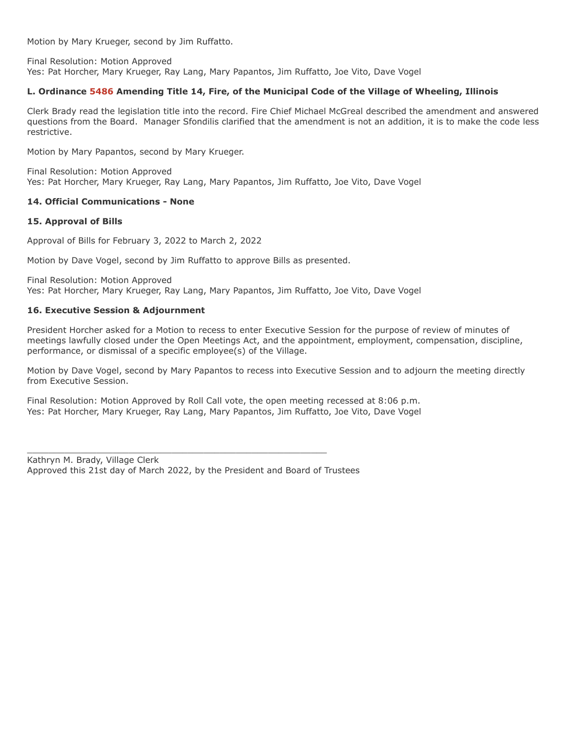Motion by Mary Krueger, second by Jim Ruffatto.

Final Resolution: Motion Approved
Yes: Pat Horcher, Mary Krueger, Ray Lang, Mary Papantos, Jim Ruffatto, Joe Vito, Dave Vogel

**L. Ordinance 5486 Amending Title 14, Fire, of the Municipal Code of the Village of Wheeling, Illinois**

Clerk Brady read the legislation title into the record. Fire Chief Michael McGreal described the amendment and answered questions from the Board. Manager Sfondilis clarified that the amendment is not an addition, it is to make the code less restrictive.

Motion by Mary Papantos, second by Mary Krueger.

Final Resolution: Motion Approved
Yes: Pat Horcher, Mary Krueger, Ray Lang, Mary Papantos, Jim Ruffatto, Joe Vito, Dave Vogel

**14. Official Communications - None**

**15. Approval of Bills**

Approval of Bills for February 3, 2022 to March 2, 2022

Motion by Dave Vogel, second by Jim Ruffatto to approve Bills as presented.

Final Resolution: Motion Approved
Yes: Pat Horcher, Mary Krueger, Ray Lang, Mary Papantos, Jim Ruffatto, Joe Vito, Dave Vogel

**16. Executive Session & Adjournment**

President Horcher asked for a Motion to recess to enter Executive Session for the purpose of review of minutes of meetings lawfully closed under the Open Meetings Act, and the appointment, employment, compensation, discipline, performance, or dismissal of a specific employee(s) of the Village.

Motion by Dave Vogel, second by Mary Papantos to recess into Executive Session and to adjourn the meeting directly from Executive Session.

Final Resolution: Motion Approved by Roll Call vote, the open meeting recessed at 8:06 p.m.
Yes: Pat Horcher, Mary Krueger, Ray Lang, Mary Papantos, Jim Ruffatto, Joe Vito, Dave Vogel

______________________________________________________

Kathryn M. Brady, Village Clerk
Approved this 21st day of March 2022, by the President and Board of Trustees